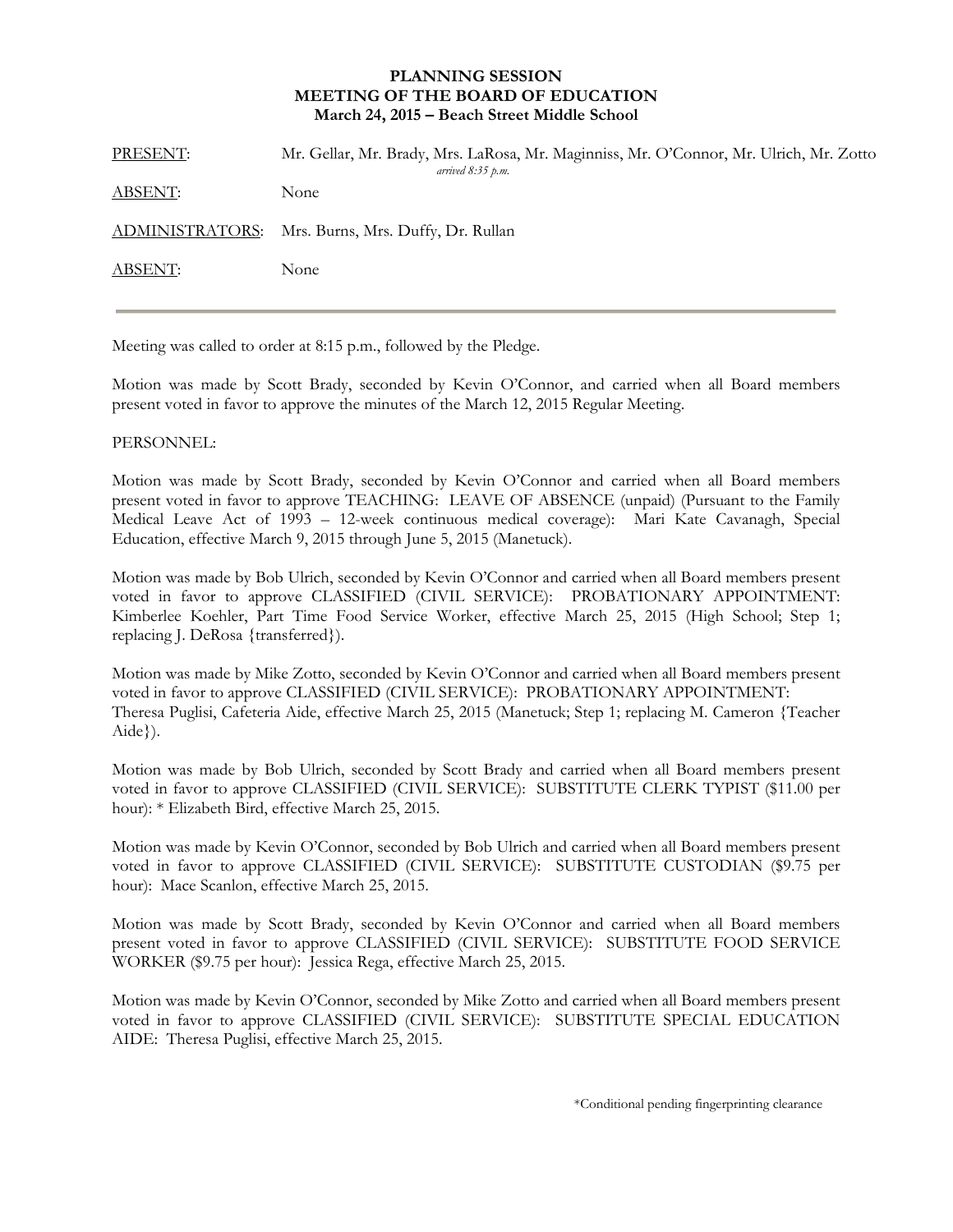**PLANNING SESSION**
**MEETING OF THE BOARD OF EDUCATION**
**March 24, 2015 – Beach Street Middle School**

| | |
|---|---|
| PRESENT: | Mr. Gellar, Mr. Brady, Mrs. LaRosa, Mr. Maginniss, Mr. O'Connor, Mr. Ulrich, Mr. Zotto *arrived 8:35 p.m.* |
| ABSENT: | None |
| ADMINISTRATORS: | Mrs. Burns, Mrs. Duffy, Dr. Rullan |
| ABSENT: | None |

---

Meeting was called to order at 8:15 p.m., followed by the Pledge.

Motion was made by Scott Brady, seconded by Kevin O'Connor, and carried when all Board members present voted in favor to approve the minutes of the March 12, 2015 Regular Meeting.

PERSONNEL:

Motion was made by Scott Brady, seconded by Kevin O'Connor and carried when all Board members present voted in favor to approve TEACHING: LEAVE OF ABSENCE (unpaid) (Pursuant to the Family Medical Leave Act of 1993 – 12-week continuous medical coverage): Mari Kate Cavanagh, Special Education, effective March 9, 2015 through June 5, 2015 (Manetuck).

Motion was made by Bob Ulrich, seconded by Kevin O'Connor and carried when all Board members present voted in favor to approve CLASSIFIED (CIVIL SERVICE): PROBATIONARY APPOINTMENT: Kimberlee Koehler, Part Time Food Service Worker, effective March 25, 2015 (High School; Step 1; replacing J. DeRosa {transferred}).

Motion was made by Mike Zotto, seconded by Kevin O'Connor and carried when all Board members present voted in favor to approve CLASSIFIED (CIVIL SERVICE): PROBATIONARY APPOINTMENT: Theresa Puglisi, Cafeteria Aide, effective March 25, 2015 (Manetuck; Step 1; replacing M. Cameron {Teacher Aide}).

Motion was made by Bob Ulrich, seconded by Scott Brady and carried when all Board members present voted in favor to approve CLASSIFIED (CIVIL SERVICE): SUBSTITUTE CLERK TYPIST ($11.00 per hour): * Elizabeth Bird, effective March 25, 2015.

Motion was made by Kevin O'Connor, seconded by Bob Ulrich and carried when all Board members present voted in favor to approve CLASSIFIED (CIVIL SERVICE): SUBSTITUTE CUSTODIAN ($9.75 per hour): Mace Scanlon, effective March 25, 2015.

Motion was made by Scott Brady, seconded by Kevin O'Connor and carried when all Board members present voted in favor to approve CLASSIFIED (CIVIL SERVICE): SUBSTITUTE FOOD SERVICE WORKER ($9.75 per hour): Jessica Rega, effective March 25, 2015.

Motion was made by Kevin O'Connor, seconded by Mike Zotto and carried when all Board members present voted in favor to approve CLASSIFIED (CIVIL SERVICE): SUBSTITUTE SPECIAL EDUCATION AIDE: Theresa Puglisi, effective March 25, 2015.

*Conditional pending fingerprinting clearance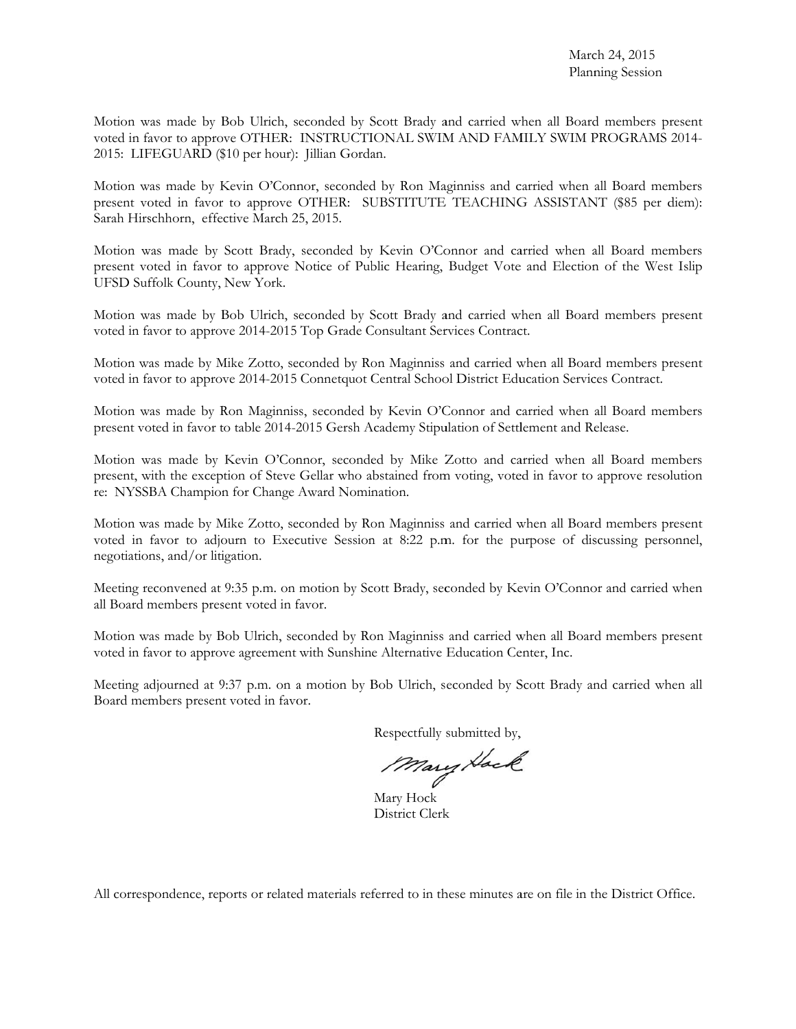March 24, 2015
Planning Session

Motion was made by Bob Ulrich, seconded by Scott Brady and carried when all Board members present voted in favor to approve OTHER: INSTRUCTIONAL SWIM AND FAMILY SWIM PROGRAMS 2014-2015: LIFEGUARD ($10 per hour): Jillian Gordan.

Motion was made by Kevin O'Connor, seconded by Ron Maginniss and carried when all Board members present voted in favor to approve OTHER: SUBSTITUTE TEACHING ASSISTANT ($85 per diem): Sarah Hirschhorn, effective March 25, 2015.

Motion was made by Scott Brady, seconded by Kevin O'Connor and carried when all Board members present voted in favor to approve Notice of Public Hearing, Budget Vote and Election of the West Islip UFSD Suffolk County, New York.

Motion was made by Bob Ulrich, seconded by Scott Brady and carried when all Board members present voted in favor to approve 2014-2015 Top Grade Consultant Services Contract.

Motion was made by Mike Zotto, seconded by Ron Maginniss and carried when all Board members present voted in favor to approve 2014-2015 Connetquot Central School District Education Services Contract.

Motion was made by Ron Maginniss, seconded by Kevin O'Connor and carried when all Board members present voted in favor to table 2014-2015 Gersh Academy Stipulation of Settlement and Release.

Motion was made by Kevin O'Connor, seconded by Mike Zotto and carried when all Board members present, with the exception of Steve Gellar who abstained from voting, voted in favor to approve resolution re: NYSSBA Champion for Change Award Nomination.

Motion was made by Mike Zotto, seconded by Ron Maginniss and carried when all Board members present voted in favor to adjourn to Executive Session at 8:22 p.m. for the purpose of discussing personnel, negotiations, and/or litigation.

Meeting reconvened at 9:35 p.m. on motion by Scott Brady, seconded by Kevin O'Connor and carried when all Board members present voted in favor.

Motion was made by Bob Ulrich, seconded by Ron Maginniss and carried when all Board members present voted in favor to approve agreement with Sunshine Alternative Education Center, Inc.

Meeting adjourned at 9:37 p.m. on a motion by Bob Ulrich, seconded by Scott Brady and carried when all Board members present voted in favor.

Respectfully submitted by,

Mary Hock
District Clerk

All correspondence, reports or related materials referred to in these minutes are on file in the District Office.